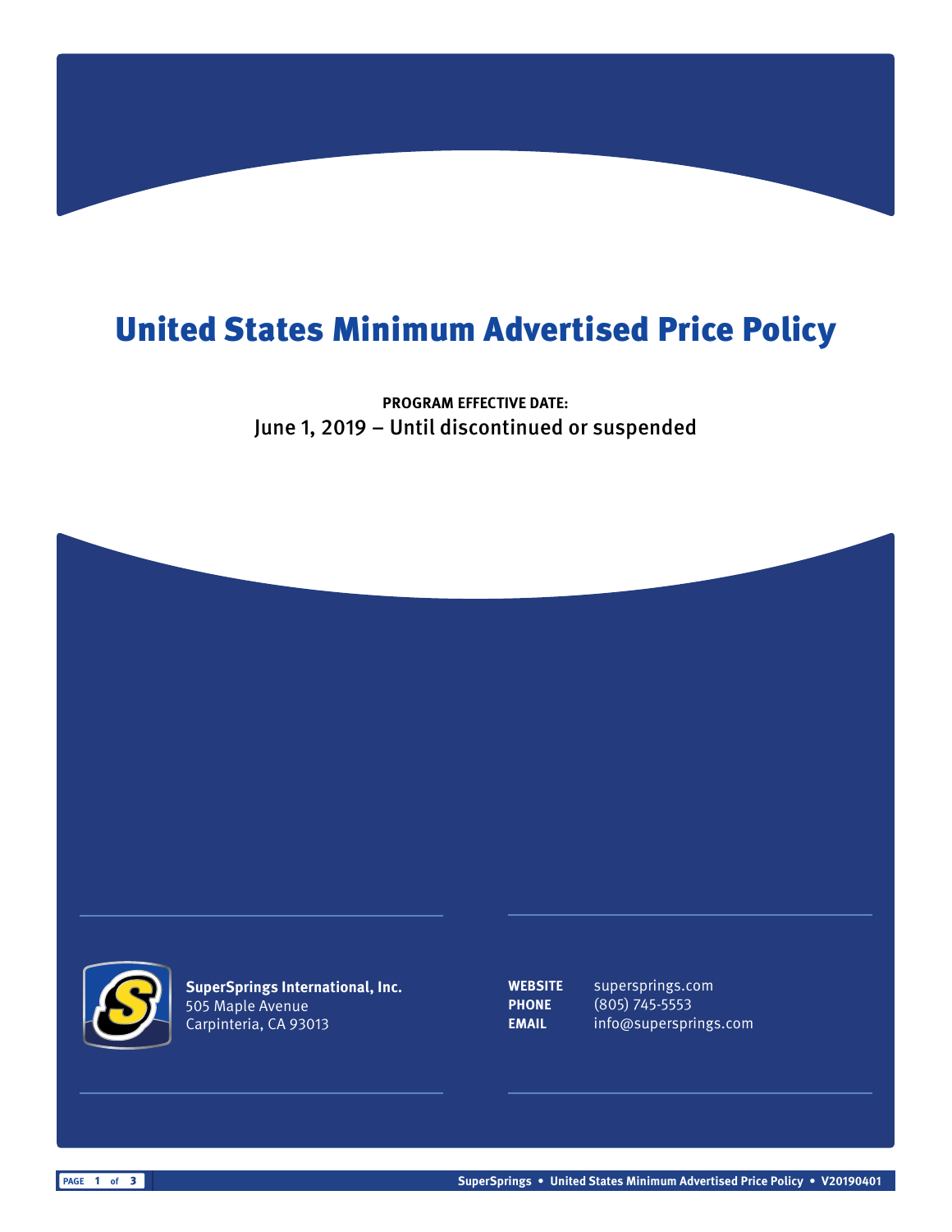# United States Minimum Advertised Price Policy

**PROGRAM EFFECTIVE DATE:**

June 1, 2019 – Until discontinued or suspended

**SuperSprings International, Inc.**
505 Maple Avenue
Carpinteria, CA 93013

**WEBSITE** superprings.com
**PHONE** (805) 745-5553
**EMAIL** info@supersprings.com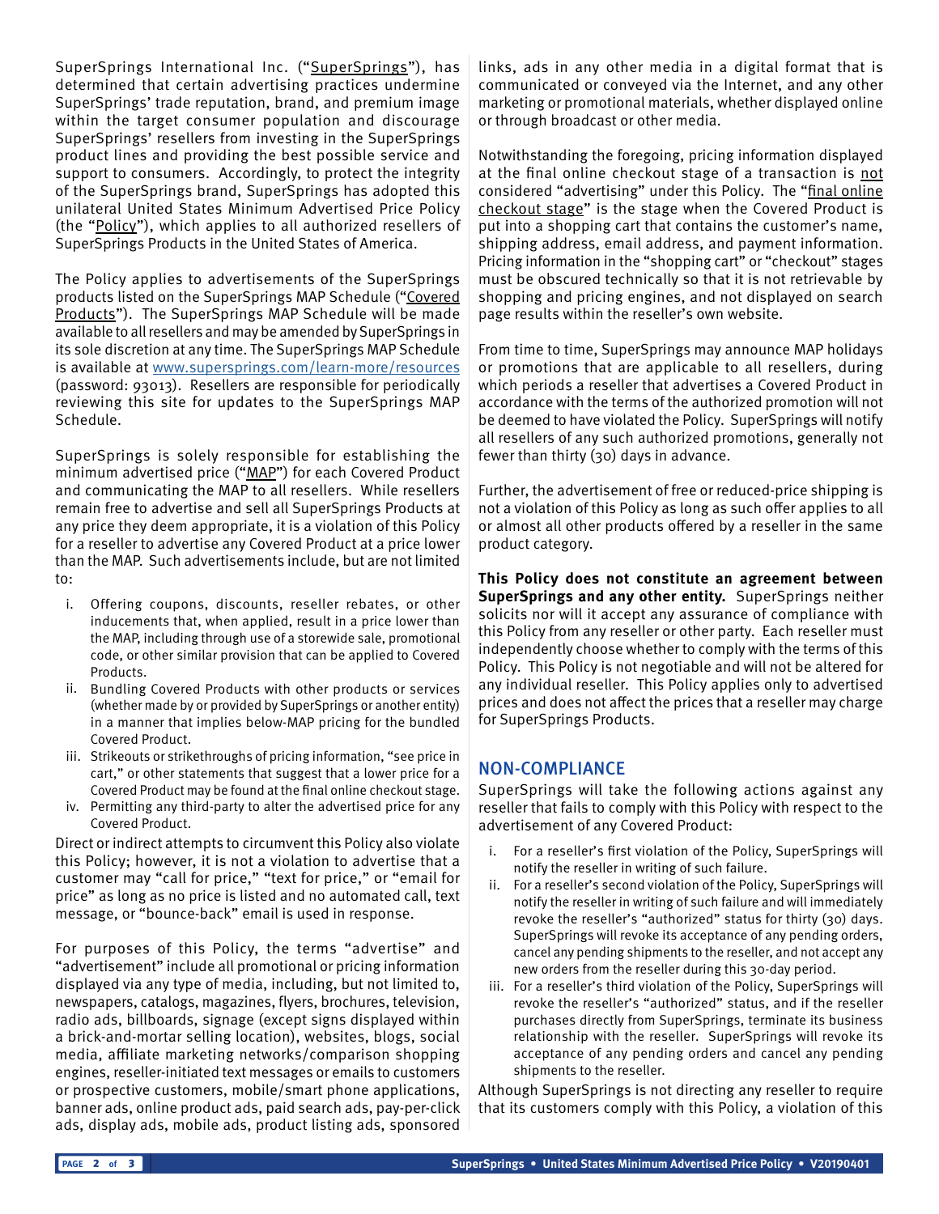SuperSprings International Inc. ("SuperSprings"), has determined that certain advertising practices undermine SuperSprings' trade reputation, brand, and premium image within the target consumer population and discourage SuperSprings' resellers from investing in the SuperSprings product lines and providing the best possible service and support to consumers. Accordingly, to protect the integrity of the SuperSprings brand, SuperSprings has adopted this unilateral United States Minimum Advertised Price Policy (the "Policy"), which applies to all authorized resellers of SuperSprings Products in the United States of America.

The Policy applies to advertisements of the SuperSprings products listed on the SuperSprings MAP Schedule ("Covered Products"). The SuperSprings MAP Schedule will be made available to all resellers and may be amended by SuperSprings in its sole discretion at any time. The SuperSprings MAP Schedule is available at www.supersprings.com/learn-more/resources (password: 93013). Resellers are responsible for periodically reviewing this site for updates to the SuperSprings MAP Schedule.

SuperSprings is solely responsible for establishing the minimum advertised price ("MAP") for each Covered Product and communicating the MAP to all resellers. While resellers remain free to advertise and sell all SuperSprings Products at any price they deem appropriate, it is a violation of this Policy for a reseller to advertise any Covered Product at a price lower than the MAP. Such advertisements include, but are not limited to:

i. Offering coupons, discounts, reseller rebates, or other inducements that, when applied, result in a price lower than the MAP, including through use of a storewide sale, promotional code, or other similar provision that can be applied to Covered Products.
ii. Bundling Covered Products with other products or services (whether made by or provided by SuperSprings or another entity) in a manner that implies below-MAP pricing for the bundled Covered Product.
iii. Strikeouts or strikethroughs of pricing information, "see price in cart," or other statements that suggest that a lower price for a Covered Product may be found at the final online checkout stage.
iv. Permitting any third-party to alter the advertised price for any Covered Product.

Direct or indirect attempts to circumvent this Policy also violate this Policy; however, it is not a violation to advertise that a customer may "call for price," "text for price," or "email for price" as long as no price is listed and no automated call, text message, or "bounce-back" email is used in response.

For purposes of this Policy, the terms "advertise" and "advertisement" include all promotional or pricing information displayed via any type of media, including, but not limited to, newspapers, catalogs, magazines, flyers, brochures, television, radio ads, billboards, signage (except signs displayed within a brick-and-mortar selling location), websites, blogs, social media, affiliate marketing networks/comparison shopping engines, reseller-initiated text messages or emails to customers or prospective customers, mobile/smart phone applications, banner ads, online product ads, paid search ads, pay-per-click ads, display ads, mobile ads, product listing ads, sponsored links, ads in any other media in a digital format that is communicated or conveyed via the Internet, and any other marketing or promotional materials, whether displayed online or through broadcast or other media.

Notwithstanding the foregoing, pricing information displayed at the final online checkout stage of a transaction is not considered "advertising" under this Policy. The "final online checkout stage" is the stage when the Covered Product is put into a shopping cart that contains the customer's name, shipping address, email address, and payment information. Pricing information in the "shopping cart" or "checkout" stages must be obscured technically so that it is not retrievable by shopping and pricing engines, and not displayed on search page results within the reseller's own website.

From time to time, SuperSprings may announce MAP holidays or promotions that are applicable to all resellers, during which periods a reseller that advertises a Covered Product in accordance with the terms of the authorized promotion will not be deemed to have violated the Policy. SuperSprings will notify all resellers of any such authorized promotions, generally not fewer than thirty (30) days in advance.

Further, the advertisement of free or reduced-price shipping is not a violation of this Policy as long as such offer applies to all or almost all other products offered by a reseller in the same product category.

**This Policy does not constitute an agreement between SuperSprings and any other entity.** SuperSprings neither solicits nor will it accept any assurance of compliance with this Policy from any reseller or other party. Each reseller must independently choose whether to comply with the terms of this Policy. This Policy is not negotiable and will not be altered for any individual reseller. This Policy applies only to advertised prices and does not affect the prices that a reseller may charge for SuperSprings Products.

## NON-COMPLIANCE

SuperSprings will take the following actions against any reseller that fails to comply with this Policy with respect to the advertisement of any Covered Product:

i. For a reseller's first violation of the Policy, SuperSprings will notify the reseller in writing of such failure.
ii. For a reseller's second violation of the Policy, SuperSprings will notify the reseller in writing of such failure and will immediately revoke the reseller's "authorized" status for thirty (30) days. SuperSprings will revoke its acceptance of any pending orders, cancel any pending shipments to the reseller, and not accept any new orders from the reseller during this 30-day period.
iii. For a reseller's third violation of the Policy, SuperSprings will revoke the reseller's "authorized" status, and if the reseller purchases directly from SuperSprings, terminate its business relationship with the reseller. SuperSprings will revoke its acceptance of any pending orders and cancel any pending shipments to the reseller.

Although SuperSprings is not directing any reseller to require that its customers comply with this Policy, a violation of this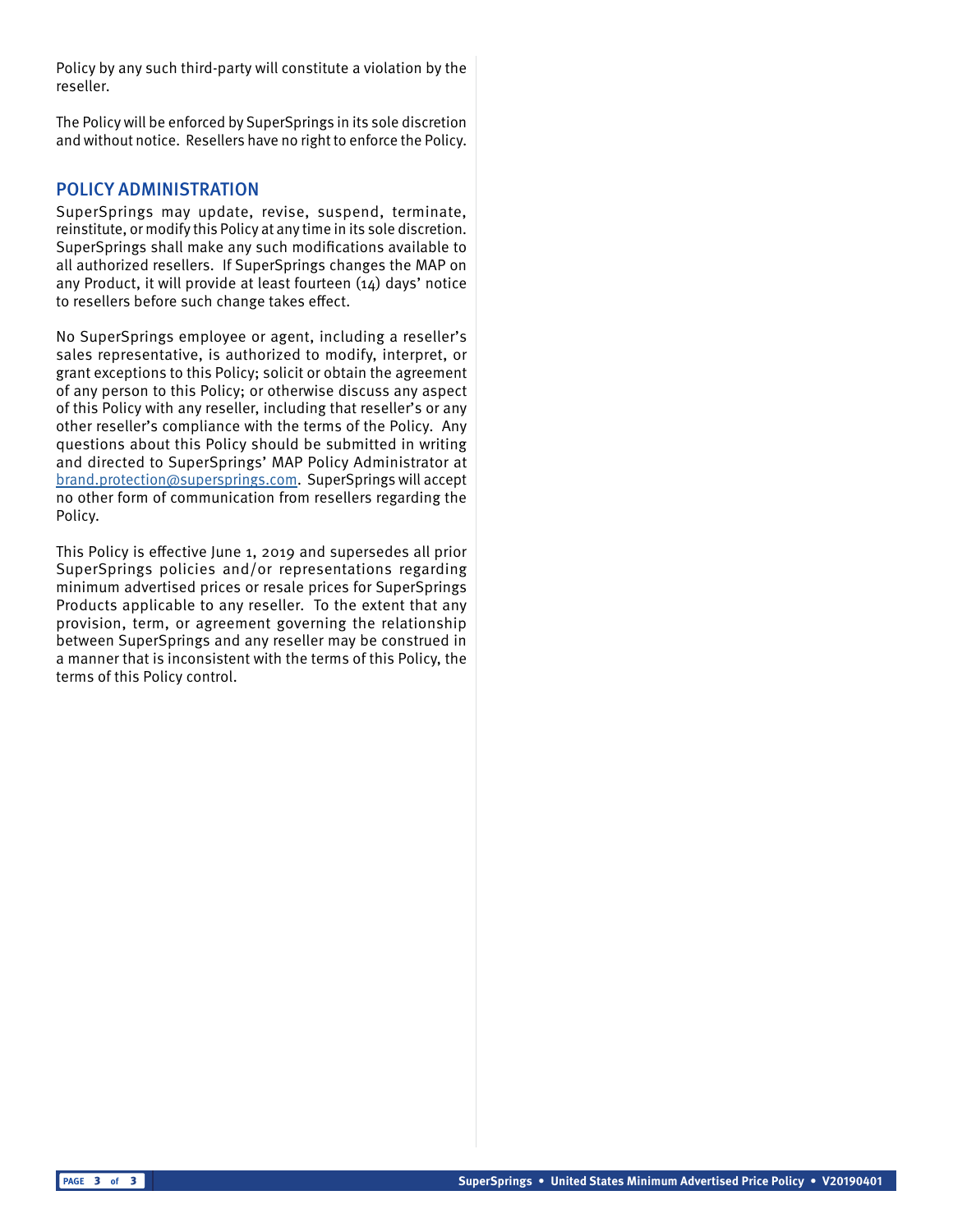Policy by any such third-party will constitute a violation by the reseller.

The Policy will be enforced by SuperSprings in its sole discretion and without notice. Resellers have no right to enforce the Policy.

## POLICY ADMINISTRATION

SuperSprings may update, revise, suspend, terminate, reinstitute, or modify this Policy at any time in its sole discretion. SuperSprings shall make any such modifications available to all authorized resellers. If SuperSprings changes the MAP on any Product, it will provide at least fourteen (14) days' notice to resellers before such change takes effect.

No SuperSprings employee or agent, including a reseller's sales representative, is authorized to modify, interpret, or grant exceptions to this Policy; solicit or obtain the agreement of any person to this Policy; or otherwise discuss any aspect of this Policy with any reseller, including that reseller's or any other reseller's compliance with the terms of the Policy. Any questions about this Policy should be submitted in writing and directed to SuperSprings' MAP Policy Administrator at brand.protection@supersprings.com. SuperSprings will accept no other form of communication from resellers regarding the Policy.

This Policy is effective June 1, 2019 and supersedes all prior SuperSprings policies and/or representations regarding minimum advertised prices or resale prices for SuperSprings Products applicable to any reseller. To the extent that any provision, term, or agreement governing the relationship between SuperSprings and any reseller may be construed in a manner that is inconsistent with the terms of this Policy, the terms of this Policy control.